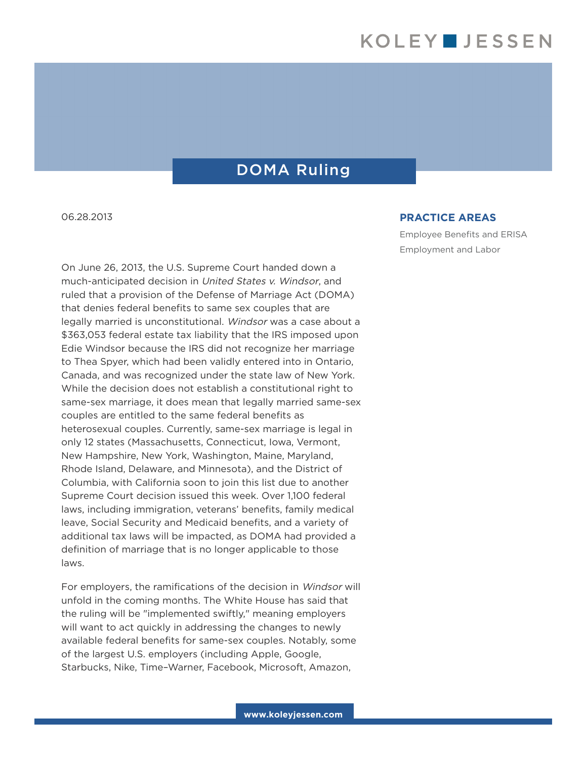KOLEY JESSEN

# DOMA Ruling

06.28.2013

**PRACTICE AREAS**

Employee Benefits and ERISA

Employment and Labor

On June 26, 2013, the U.S. Supreme Court handed down a much-anticipated decision in *United States v. Windsor*, and ruled that a provision of the Defense of Marriage Act (DOMA) that denies federal benefits to same sex couples that are legally married is unconstitutional. *Windsor* was a case about a $363,053 federal estate tax liability that the IRS imposed upon Edie Windsor because the IRS did not recognize her marriage to Thea Spyer, which had been validly entered into in Ontario, Canada, and was recognized under the state law of New York. While the decision does not establish a constitutional right to same-sex marriage, it does mean that legally married same-sex couples are entitled to the same federal benefits as heterosexual couples. Currently, same-sex marriage is legal in only 12 states (Massachusetts, Connecticut, Iowa, Vermont, New Hampshire, New York, Washington, Maine, Maryland, Rhode Island, Delaware, and Minnesota), and the District of Columbia, with California soon to join this list due to another Supreme Court decision issued this week. Over 1,100 federal laws, including immigration, veterans' benefits, family medical leave, Social Security and Medicaid benefits, and a variety of additional tax laws will be impacted, as DOMA had provided a definition of marriage that is no longer applicable to those laws.

For employers, the ramifications of the decision in *Windsor* will unfold in the coming months. The White House has said that the ruling will be "implemented swiftly," meaning employers will want to act quickly in addressing the changes to newly available federal benefits for same-sex couples. Notably, some of the largest U.S. employers (including Apple, Google, Starbucks, Nike, Time–Warner, Facebook, Microsoft, Amazon,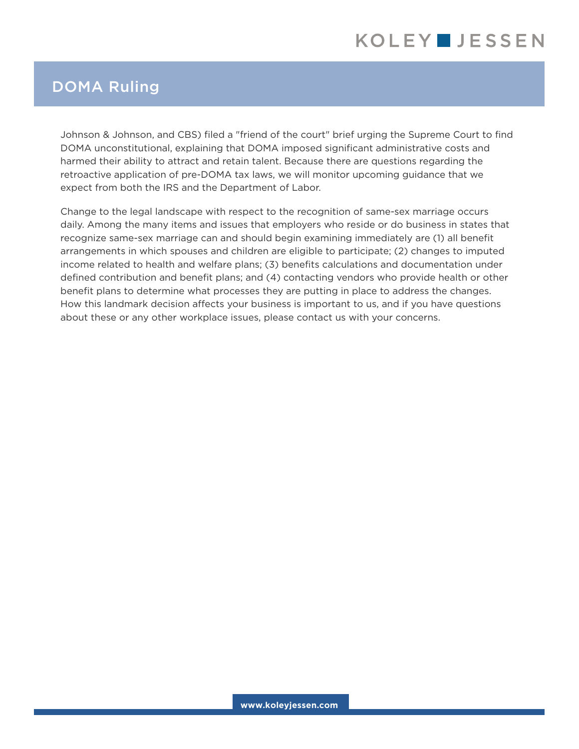# DOMA Ruling

Johnson & Johnson, and CBS) filed a "friend of the court" brief urging the Supreme Court to find DOMA unconstitutional, explaining that DOMA imposed significant administrative costs and harmed their ability to attract and retain talent. Because there are questions regarding the retroactive application of pre-DOMA tax laws, we will monitor upcoming guidance that we expect from both the IRS and the Department of Labor.

Change to the legal landscape with respect to the recognition of same-sex marriage occurs daily. Among the many items and issues that employers who reside or do business in states that recognize same-sex marriage can and should begin examining immediately are (1) all benefit arrangements in which spouses and children are eligible to participate; (2) changes to imputed income related to health and welfare plans; (3) benefits calculations and documentation under defined contribution and benefit plans; and (4) contacting vendors who provide health or other benefit plans to determine what processes they are putting in place to address the changes. How this landmark decision affects your business is important to us, and if you have questions about these or any other workplace issues, please contact us with your concerns.